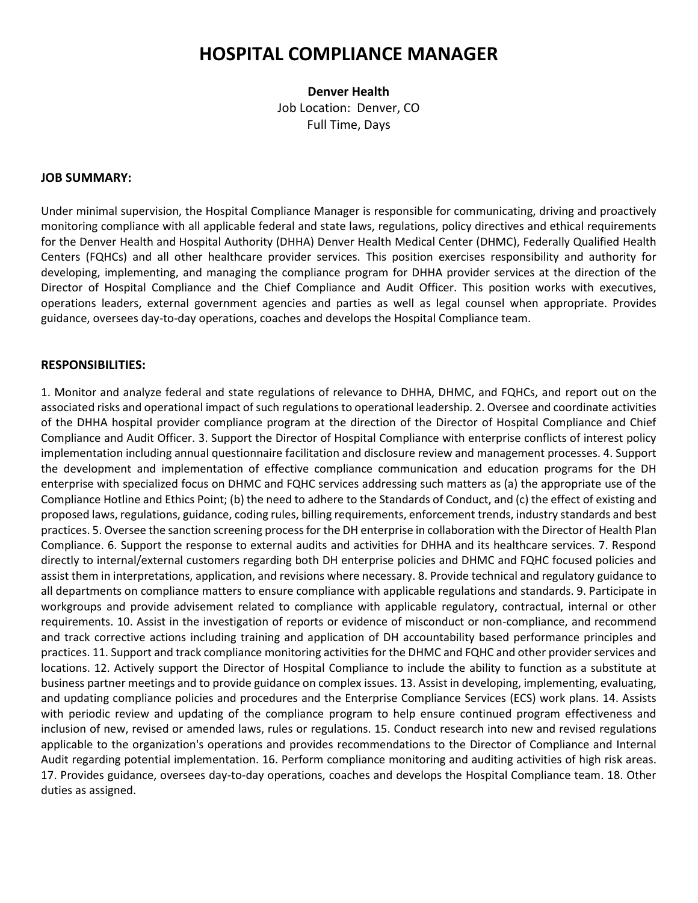# HOSPITAL COMPLIANCE MANAGER

**Denver Health**
Job Location: Denver, CO
Full Time, Days

## JOB SUMMARY:

Under minimal supervision, the Hospital Compliance Manager is responsible for communicating, driving and proactively monitoring compliance with all applicable federal and state laws, regulations, policy directives and ethical requirements for the Denver Health and Hospital Authority (DHHA) Denver Health Medical Center (DHMC), Federally Qualified Health Centers (FQHCs) and all other healthcare provider services. This position exercises responsibility and authority for developing, implementing, and managing the compliance program for DHHA provider services at the direction of the Director of Hospital Compliance and the Chief Compliance and Audit Officer. This position works with executives, operations leaders, external government agencies and parties as well as legal counsel when appropriate. Provides guidance, oversees day-to-day operations, coaches and develops the Hospital Compliance team.

## RESPONSIBILITIES:

1. Monitor and analyze federal and state regulations of relevance to DHHA, DHMC, and FQHCs, and report out on the associated risks and operational impact of such regulations to operational leadership. 2. Oversee and coordinate activities of the DHHA hospital provider compliance program at the direction of the Director of Hospital Compliance and Chief Compliance and Audit Officer. 3. Support the Director of Hospital Compliance with enterprise conflicts of interest policy implementation including annual questionnaire facilitation and disclosure review and management processes. 4. Support the development and implementation of effective compliance communication and education programs for the DH enterprise with specialized focus on DHMC and FQHC services addressing such matters as (a) the appropriate use of the Compliance Hotline and Ethics Point; (b) the need to adhere to the Standards of Conduct, and (c) the effect of existing and proposed laws, regulations, guidance, coding rules, billing requirements, enforcement trends, industry standards and best practices. 5. Oversee the sanction screening process for the DH enterprise in collaboration with the Director of Health Plan Compliance. 6. Support the response to external audits and activities for DHHA and its healthcare services. 7. Respond directly to internal/external customers regarding both DH enterprise policies and DHMC and FQHC focused policies and assist them in interpretations, application, and revisions where necessary. 8. Provide technical and regulatory guidance to all departments on compliance matters to ensure compliance with applicable regulations and standards. 9. Participate in workgroups and provide advisement related to compliance with applicable regulatory, contractual, internal or other requirements. 10. Assist in the investigation of reports or evidence of misconduct or non-compliance, and recommend and track corrective actions including training and application of DH accountability based performance principles and practices. 11. Support and track compliance monitoring activities for the DHMC and FQHC and other provider services and locations. 12. Actively support the Director of Hospital Compliance to include the ability to function as a substitute at business partner meetings and to provide guidance on complex issues. 13. Assist in developing, implementing, evaluating, and updating compliance policies and procedures and the Enterprise Compliance Services (ECS) work plans. 14. Assists with periodic review and updating of the compliance program to help ensure continued program effectiveness and inclusion of new, revised or amended laws, rules or regulations. 15. Conduct research into new and revised regulations applicable to the organization's operations and provides recommendations to the Director of Compliance and Internal Audit regarding potential implementation. 16. Perform compliance monitoring and auditing activities of high risk areas. 17. Provides guidance, oversees day-to-day operations, coaches and develops the Hospital Compliance team. 18. Other duties as assigned.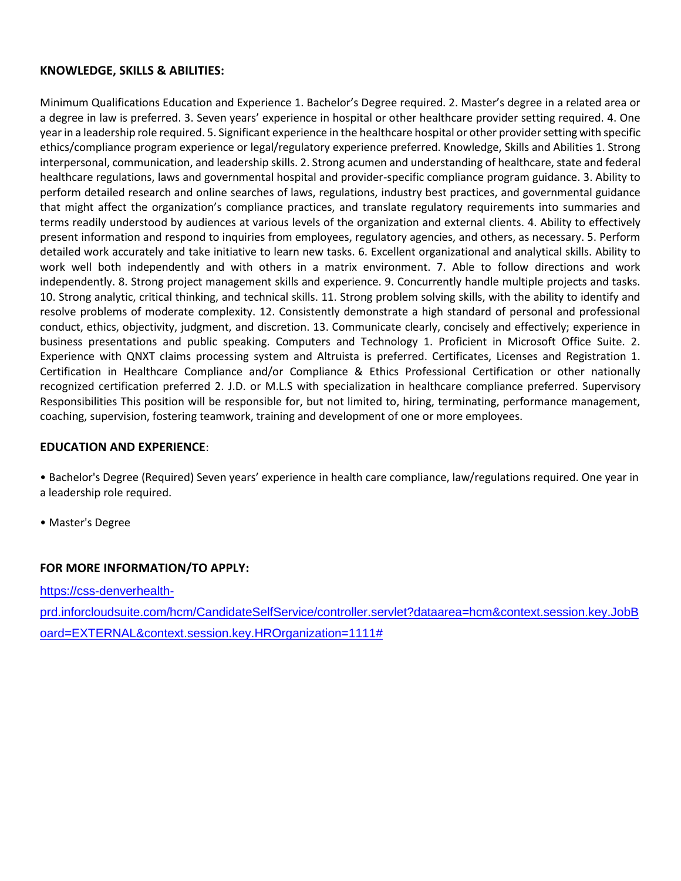**KNOWLEDGE, SKILLS & ABILITIES:**

Minimum Qualifications Education and Experience 1. Bachelor's Degree required. 2. Master's degree in a related area or a degree in law is preferred. 3. Seven years' experience in hospital or other healthcare provider setting required. 4. One year in a leadership role required. 5. Significant experience in the healthcare hospital or other provider setting with specific ethics/compliance program experience or legal/regulatory experience preferred. Knowledge, Skills and Abilities 1. Strong interpersonal, communication, and leadership skills. 2. Strong acumen and understanding of healthcare, state and federal healthcare regulations, laws and governmental hospital and provider-specific compliance program guidance. 3. Ability to perform detailed research and online searches of laws, regulations, industry best practices, and governmental guidance that might affect the organization's compliance practices, and translate regulatory requirements into summaries and terms readily understood by audiences at various levels of the organization and external clients. 4. Ability to effectively present information and respond to inquiries from employees, regulatory agencies, and others, as necessary. 5. Perform detailed work accurately and take initiative to learn new tasks. 6. Excellent organizational and analytical skills. Ability to work well both independently and with others in a matrix environment. 7. Able to follow directions and work independently. 8. Strong project management skills and experience. 9. Concurrently handle multiple projects and tasks. 10. Strong analytic, critical thinking, and technical skills. 11. Strong problem solving skills, with the ability to identify and resolve problems of moderate complexity. 12. Consistently demonstrate a high standard of personal and professional conduct, ethics, objectivity, judgment, and discretion. 13. Communicate clearly, concisely and effectively; experience in business presentations and public speaking. Computers and Technology 1. Proficient in Microsoft Office Suite. 2. Experience with QNXT claims processing system and Altruista is preferred. Certificates, Licenses and Registration 1. Certification in Healthcare Compliance and/or Compliance & Ethics Professional Certification or other nationally recognized certification preferred 2. J.D. or M.L.S with specialization in healthcare compliance preferred. Supervisory Responsibilities This position will be responsible for, but not limited to, hiring, terminating, performance management, coaching, supervision, fostering teamwork, training and development of one or more employees.

**EDUCATION AND EXPERIENCE**:

- Bachelor's Degree (Required) Seven years' experience in health care compliance, law/regulations required. One year in a leadership role required.
- Master's Degree

**FOR MORE INFORMATION/TO APPLY:**

https://css-denverhealth-prd.inforcloudsuite.com/hcm/CandidateSelfService/controller.servlet?dataarea=hcm&context.session.key.JobBoard=EXTERNAL&context.session.key.HROrganization=1111#